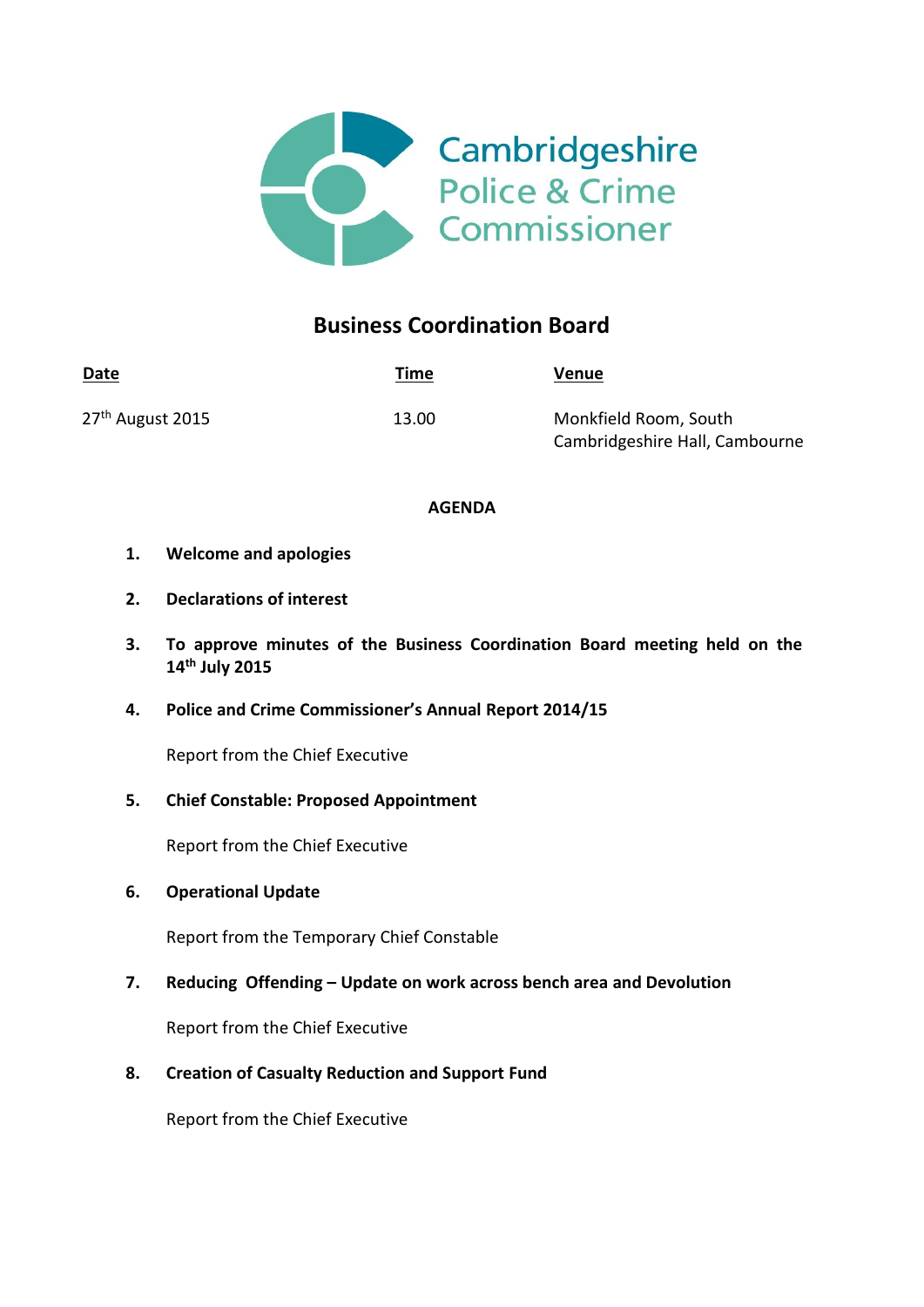Cambridgeshire
Police & Crime
Commissioner

# Business Coordination Board

| Date | Time | Venue |
|---|---|---|
| 27th August 2015 | 13.00 | Monkfield Room, South Cambridgeshire Hall, Cambourne |

**AGENDA**

1. **Welcome and apologies**

2. **Declarations of interest**

3. **To approve minutes of the Business Coordination Board meeting held on the 14th July 2015**

4. **Police and Crime Commissioner's Annual Report 2014/15**

   Report from the Chief Executive

5. **Chief Constable: Proposed Appointment**

   Report from the Chief Executive

6. **Operational Update**

   Report from the Temporary Chief Constable

7. **Reducing Offending – Update on work across bench area and Devolution**

   Report from the Chief Executive

8. **Creation of Casualty Reduction and Support Fund**

   Report from the Chief Executive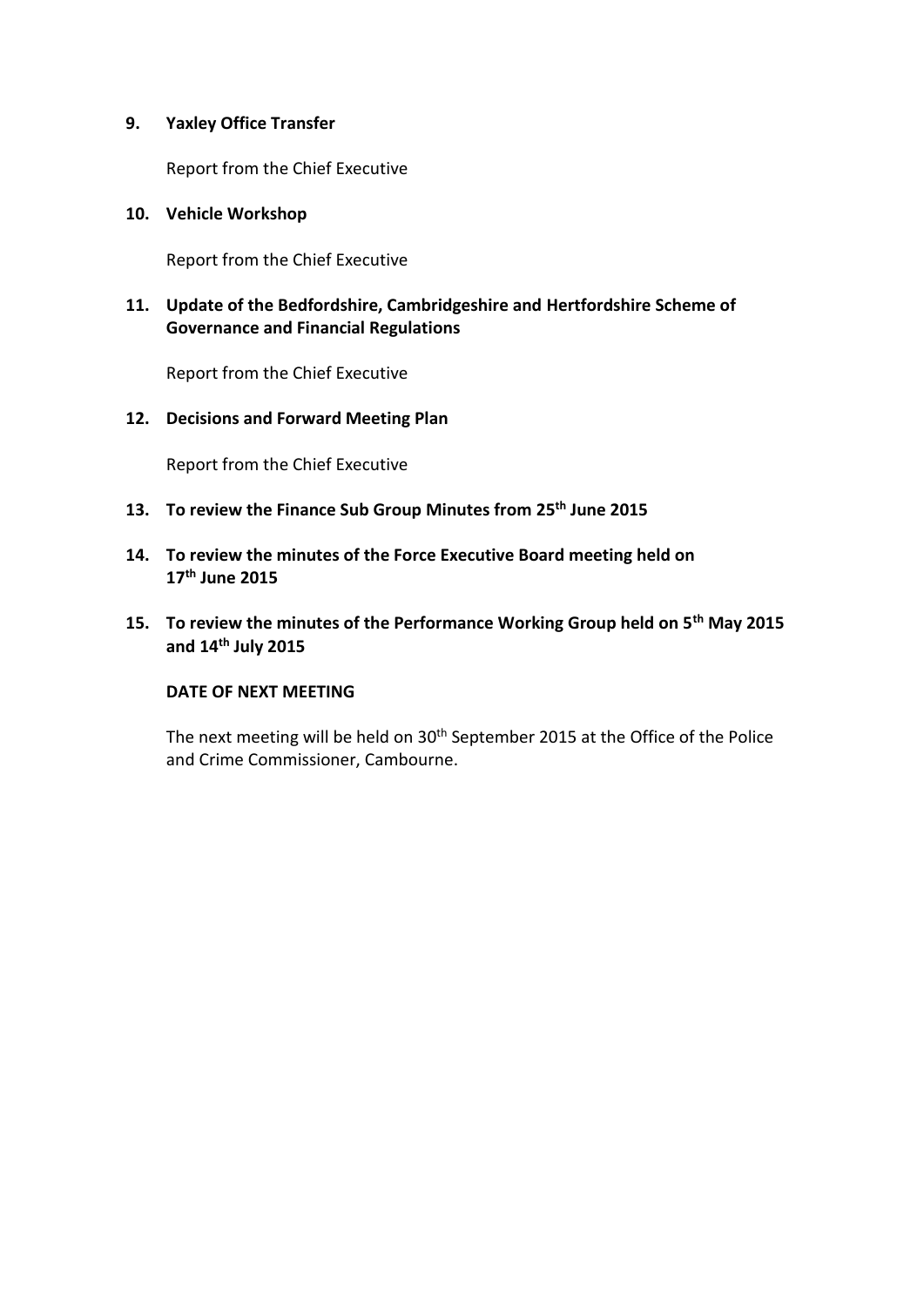**9. Yaxley Office Transfer**

Report from the Chief Executive

**10. Vehicle Workshop**

Report from the Chief Executive

**11. Update of the Bedfordshire, Cambridgeshire and Hertfordshire Scheme of Governance and Financial Regulations**

Report from the Chief Executive

**12. Decisions and Forward Meeting Plan**

Report from the Chief Executive

**13. To review the Finance Sub Group Minutes from 25th June 2015**

**14. To review the minutes of the Force Executive Board meeting held on 17th June 2015**

**15. To review the minutes of the Performance Working Group held on 5th May 2015 and 14th July 2015**

**DATE OF NEXT MEETING**

The next meeting will be held on 30th September 2015 at the Office of the Police and Crime Commissioner, Cambourne.